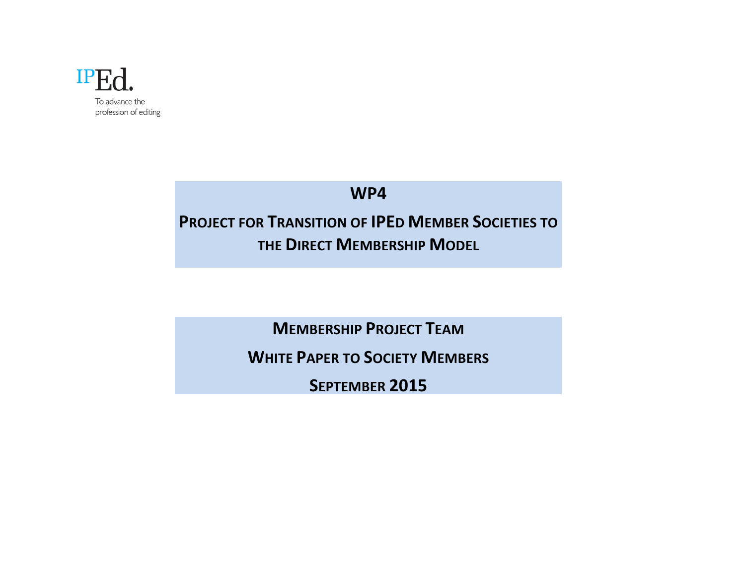IPEd.

To advance the profession of editing

# WP4

# Project for Transition of IPEd Member Societies to the Direct Membership Model

## Membership Project Team

## White Paper to Society Members

## September 2015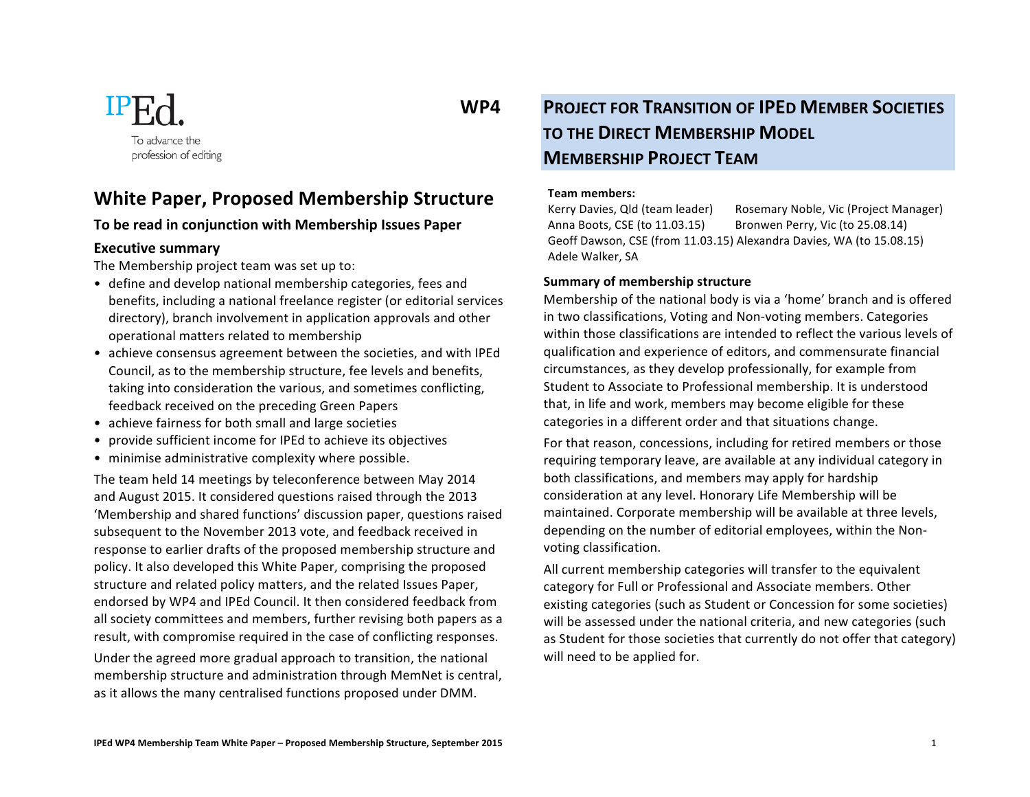IPEd.

To advance the profession of editing

**WP4**

# White Paper, Proposed Membership Structure

### To be read in conjunction with Membership Issues Paper

### Executive summary

The Membership project team was set up to:

- define and develop national membership categories, fees and benefits, including a national freelance register (or editorial services directory), branch involvement in application approvals and other operational matters related to membership
- achieve consensus agreement between the societies, and with IPEd Council, as to the membership structure, fee levels and benefits, taking into consideration the various, and sometimes conflicting, feedback received on the preceding Green Papers
- achieve fairness for both small and large societies
- provide sufficient income for IPEd to achieve its objectives
- minimise administrative complexity where possible.

The team held 14 meetings by teleconference between May 2014 and August 2015. It considered questions raised through the 2013 'Membership and shared functions' discussion paper, questions raised subsequent to the November 2013 vote, and feedback received in response to earlier drafts of the proposed membership structure and policy. It also developed this White Paper, comprising the proposed structure and related policy matters, and the related Issues Paper, endorsed by WP4 and IPEd Council. It then considered feedback from all society committees and members, further revising both papers as a result, with compromise required in the case of conflicting responses.

Under the agreed more gradual approach to transition, the national membership structure and administration through MemNet is central, as it allows the many centralised functions proposed under DMM.

## Project for Transition of IPEd Member Societies to the Direct Membership Model Membership Project Team

**Team members:**

Kerry Davies, Qld (team leader)
Rosemary Noble, Vic (Project Manager)
Anna Boots, CSE (to 11.03.15)
Bronwen Perry, Vic (to 25.08.14)
Geoff Dawson, CSE (from 11.03.15)
Alexandra Davies, WA (to 15.08.15)
Adele Walker, SA

### Summary of membership structure

Membership of the national body is via a 'home' branch and is offered in two classifications, Voting and Non-voting members. Categories within those classifications are intended to reflect the various levels of qualification and experience of editors, and commensurate financial circumstances, as they develop professionally, for example from Student to Associate to Professional membership. It is understood that, in life and work, members may become eligible for these categories in a different order and that situations change.

For that reason, concessions, including for retired members or those requiring temporary leave, are available at any individual category in both classifications, and members may apply for hardship consideration at any level. Honorary Life Membership will be maintained. Corporate membership will be available at three levels, depending on the number of editorial employees, within the Non-voting classification.

All current membership categories will transfer to the equivalent category for Full or Professional and Associate members. Other existing categories (such as Student or Concession for some societies) will be assessed under the national criteria, and new categories (such as Student for those societies that currently do not offer that category) will need to be applied for.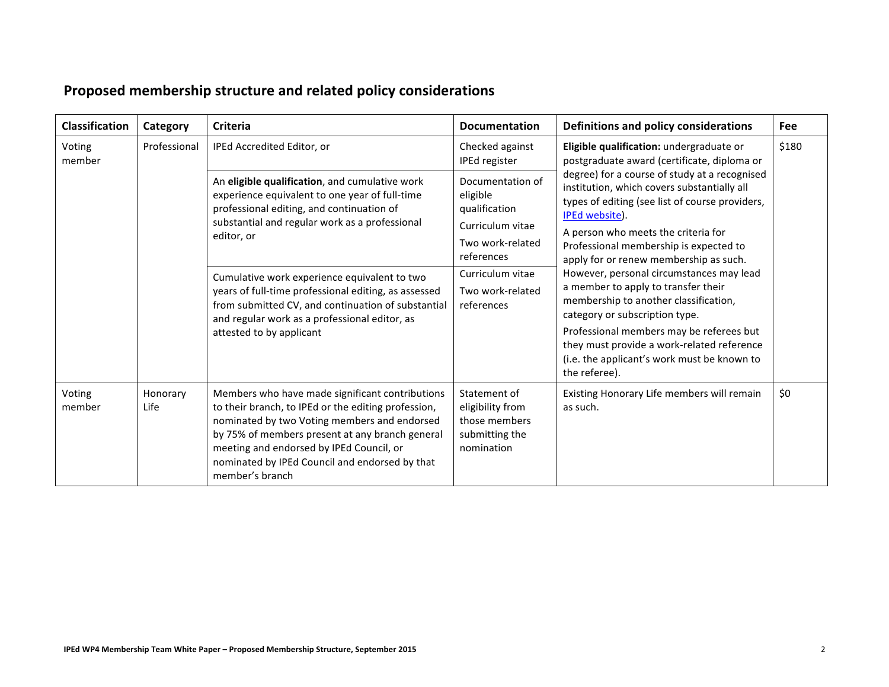## Proposed membership structure and related policy considerations

| Classification | Category | Criteria | Documentation | Definitions and policy considerations | Fee |
|---|---|---|---|---|---|
| Voting member | Professional | IPEd Accredited Editor, or | Checked against IPEd register | **Eligible qualification:** undergraduate or postgraduate award (certificate, diploma or degree) for a course of study at a recognised institution, which covers substantially all types of editing (see list of course providers, [IPEd website](IPEd website)).<br>A person who meets the criteria for Professional membership is expected to apply for or renew membership as such. However, personal circumstances may lead a member to apply to transfer their membership to another classification, category or subscription type.<br>Professional members may be referees but they must provide a work-related reference (i.e. the applicant's work must be known to the referee). | $180 |
| | | An **eligible qualification**, and cumulative work experience equivalent to one year of full-time professional editing, and continuation of substantial and regular work as a professional editor, or | Documentation of eligible qualification<br>Curriculum vitae<br>Two work-related references | | |
| | | Cumulative work experience equivalent to two years of full-time professional editing, as assessed from submitted CV, and continuation of substantial and regular work as a professional editor, as attested to by applicant | Curriculum vitae<br>Two work-related references | | |
| Voting member | Honorary Life | Members who have made significant contributions to their branch, to IPEd or the editing profession, nominated by two Voting members and endorsed by 75% of members present at any branch general meeting and endorsed by IPEd Council, or nominated by IPEd Council and endorsed by that member's branch | Statement of eligibility from those members submitting the nomination | Existing Honorary Life members will remain as such. | $0 |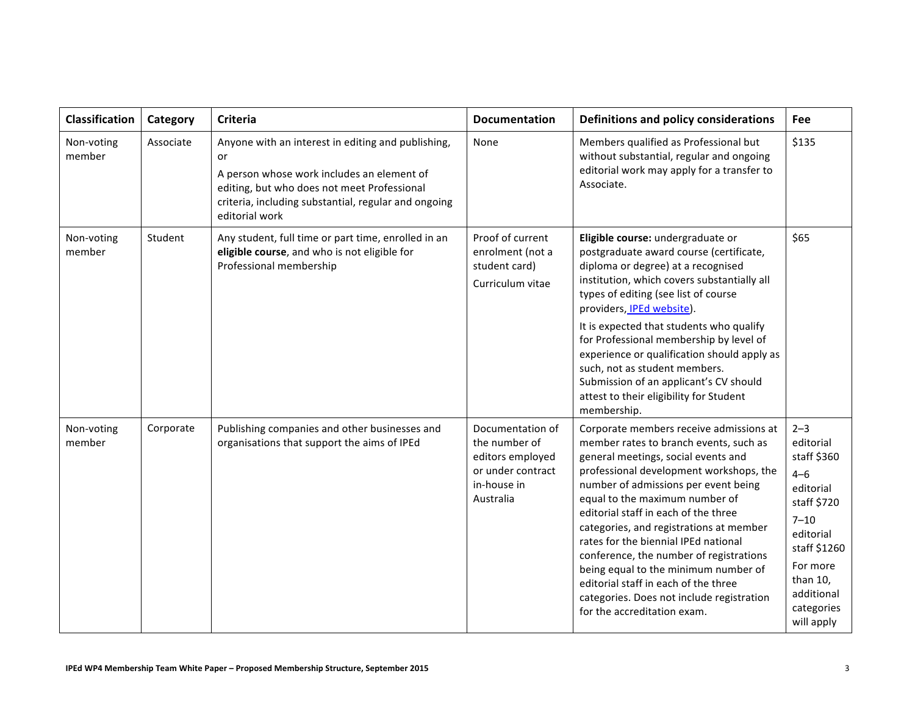| Classification | Category | Criteria | Documentation | Definitions and policy considerations | Fee |
|---|---|---|---|---|---|
| Non-voting member | Associate | Anyone with an interest in editing and publishing, or<br>A person whose work includes an element of editing, but who does not meet Professional criteria, including substantial, regular and ongoing editorial work | None | Members qualified as Professional but without substantial, regular and ongoing editorial work may apply for a transfer to Associate. | $135 |
| Non-voting member | Student | Any student, full time or part time, enrolled in an **eligible course**, and who is not eligible for Professional membership | Proof of current enrolment (not a student card)<br>Curriculum vitae | **Eligible course:** undergraduate or postgraduate award course (certificate, diploma or degree) at a recognised institution, which covers substantially all types of editing (see list of course providers, IPEd website).<br>It is expected that students who qualify for Professional membership by level of experience or qualification should apply as such, not as student members. Submission of an applicant's CV should attest to their eligibility for Student membership. | $65 |
| Non-voting member | Corporate | Publishing companies and other businesses and organisations that support the aims of IPEd | Documentation of the number of editors employed or under contract in-house in Australia | Corporate members receive admissions at member rates to branch events, such as general meetings, social events and professional development workshops, the number of admissions per event being equal to the maximum number of editorial staff in each of the three categories, and registrations at member rates for the biennial IPEd national conference, the number of registrations being equal to the minimum number of editorial staff in each of the three categories. Does not include registration for the accreditation exam. | 2–3 editorial staff $360<br>4–6 editorial staff $720<br>7–10 editorial staff $1260<br>For more than 10, additional categories will apply |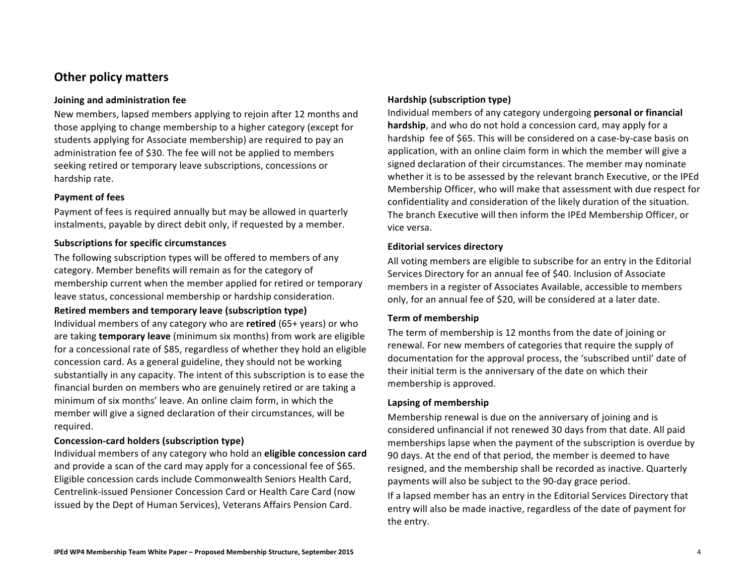## Other policy matters

### Joining and administration fee

New members, lapsed members applying to rejoin after 12 months and those applying to change membership to a higher category (except for students applying for Associate membership) are required to pay an administration fee of $30. The fee will not be applied to members seeking retired or temporary leave subscriptions, concessions or hardship rate.

### Payment of fees

Payment of fees is required annually but may be allowed in quarterly instalments, payable by direct debit only, if requested by a member.

### Subscriptions for specific circumstances

The following subscription types will be offered to members of any category. Member benefits will remain as for the category of membership current when the member applied for retired or temporary leave status, concessional membership or hardship consideration.

#### Retired members and temporary leave (subscription type)

Individual members of any category who are **retired** (65+ years) or who are taking **temporary leave** (minimum six months) from work are eligible for a concessional rate of $85, regardless of whether they hold an eligible concession card. As a general guideline, they should not be working substantially in any capacity. The intent of this subscription is to ease the financial burden on members who are genuinely retired or are taking a minimum of six months' leave. An online claim form, in which the member will give a signed declaration of their circumstances, will be required.

#### Concession-card holders (subscription type)

Individual members of any category who hold an **eligible concession card** and provide a scan of the card may apply for a concessional fee of $65. Eligible concession cards include Commonwealth Seniors Health Card, Centrelink-issued Pensioner Concession Card or Health Care Card (now issued by the Dept of Human Services), Veterans Affairs Pension Card.

#### Hardship (subscription type)

Individual members of any category undergoing **personal or financial hardship**, and who do not hold a concession card, may apply for a hardship fee of $65. This will be considered on a case-by-case basis on application, with an online claim form in which the member will give a signed declaration of their circumstances. The member may nominate whether it is to be assessed by the relevant branch Executive, or the IPEd Membership Officer, who will make that assessment with due respect for confidentiality and consideration of the likely duration of the situation. The branch Executive will then inform the IPEd Membership Officer, or vice versa.

### Editorial services directory

All voting members are eligible to subscribe for an entry in the Editorial Services Directory for an annual fee of $40. Inclusion of Associate members in a register of Associates Available, accessible to members only, for an annual fee of $20, will be considered at a later date.

### Term of membership

The term of membership is 12 months from the date of joining or renewal. For new members of categories that require the supply of documentation for the approval process, the 'subscribed until' date of their initial term is the anniversary of the date on which their membership is approved.

### Lapsing of membership

Membership renewal is due on the anniversary of joining and is considered unfinancial if not renewed 30 days from that date. All paid memberships lapse when the payment of the subscription is overdue by 90 days. At the end of that period, the member is deemed to have resigned, and the membership shall be recorded as inactive. Quarterly payments will also be subject to the 90-day grace period.

If a lapsed member has an entry in the Editorial Services Directory that entry will also be made inactive, regardless of the date of payment for the entry.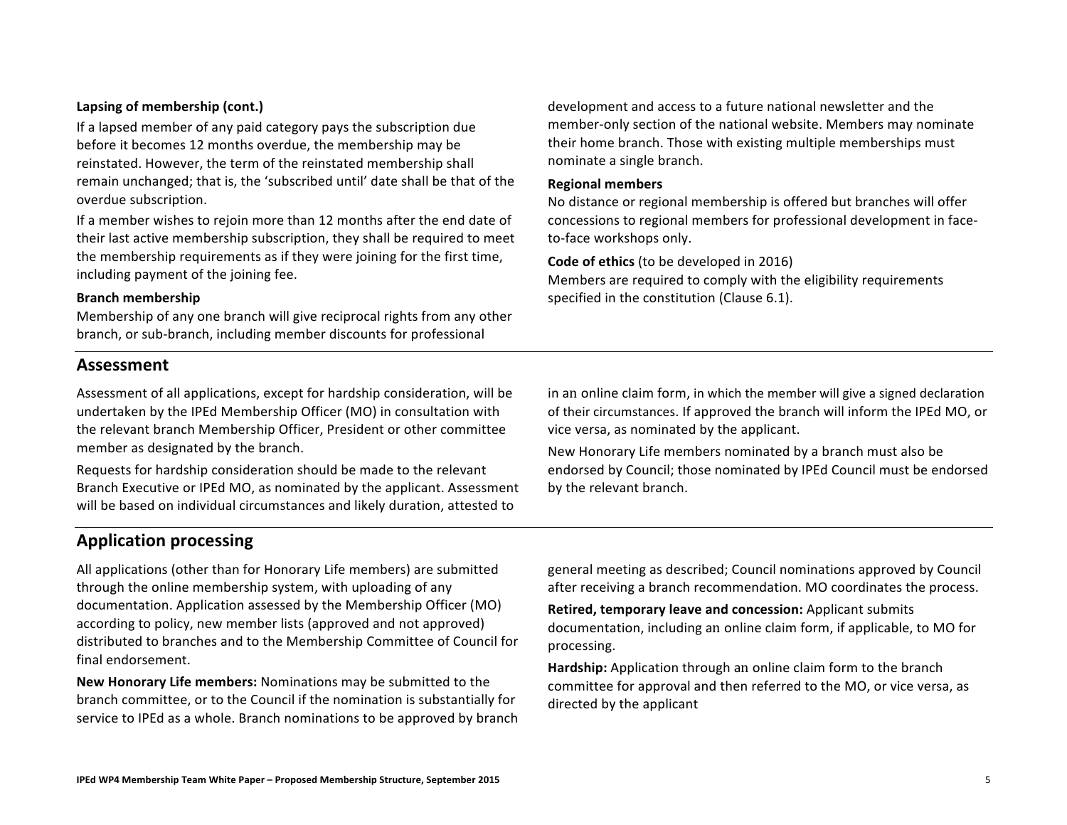**Lapsing of membership (cont.)**

If a lapsed member of any paid category pays the subscription due before it becomes 12 months overdue, the membership may be reinstated. However, the term of the reinstated membership shall remain unchanged; that is, the 'subscribed until' date shall be that of the overdue subscription.

If a member wishes to rejoin more than 12 months after the end date of their last active membership subscription, they shall be required to meet the membership requirements as if they were joining for the first time, including payment of the joining fee.

**Branch membership**

Membership of any one branch will give reciprocal rights from any other branch, or sub-branch, including member discounts for professional development and access to a future national newsletter and the member-only section of the national website. Members may nominate their home branch. Those with existing multiple memberships must nominate a single branch.

**Regional members**

No distance or regional membership is offered but branches will offer concessions to regional members for professional development in face-to-face workshops only.

**Code of ethics** (to be developed in 2016)

Members are required to comply with the eligibility requirements specified in the constitution (Clause 6.1).

## Assessment

Assessment of all applications, except for hardship consideration, will be undertaken by the IPEd Membership Officer (MO) in consultation with the relevant branch Membership Officer, President or other committee member as designated by the branch.

Requests for hardship consideration should be made to the relevant Branch Executive or IPEd MO, as nominated by the applicant. Assessment will be based on individual circumstances and likely duration, attested to in an online claim form, in which the member will give a signed declaration of their circumstances. If approved the branch will inform the IPEd MO, or vice versa, as nominated by the applicant.

New Honorary Life members nominated by a branch must also be endorsed by Council; those nominated by IPEd Council must be endorsed by the relevant branch.

## Application processing

All applications (other than for Honorary Life members) are submitted through the online membership system, with uploading of any documentation. Application assessed by the Membership Officer (MO) according to policy, new member lists (approved and not approved) distributed to branches and to the Membership Committee of Council for final endorsement.

**New Honorary Life members:** Nominations may be submitted to the branch committee, or to the Council if the nomination is substantially for service to IPEd as a whole. Branch nominations to be approved by branch general meeting as described; Council nominations approved by Council after receiving a branch recommendation. MO coordinates the process.

**Retired, temporary leave and concession:** Applicant submits documentation, including an online claim form, if applicable, to MO for processing.

**Hardship:** Application through an online claim form to the branch committee for approval and then referred to the MO, or vice versa, as directed by the applicant